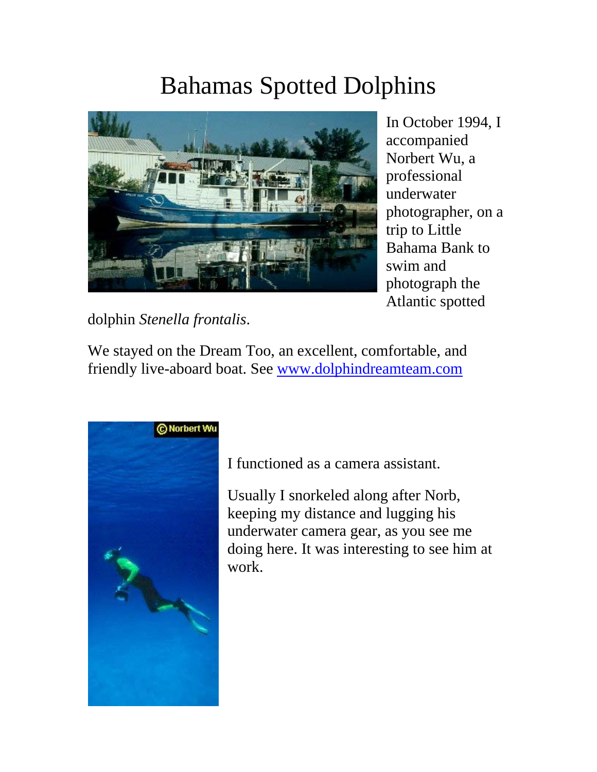# Bahamas Spotted Dolphins

In October 1994, I accompanied Norbert Wu, a professional underwater photographer, on a trip to Little Bahama Bank to swim and photograph the Atlantic spotted dolphin *Stenella frontalis*.

We stayed on the Dream Too, an excellent, comfortable, and friendly live-aboard boat. See [www.dolphindreamteam.com](http://www.dolphindreamteam.com)

I functioned as a camera assistant.

Usually I snorkeled along after Norb, keeping my distance and lugging his underwater camera gear, as you see me doing here. It was interesting to see him at work.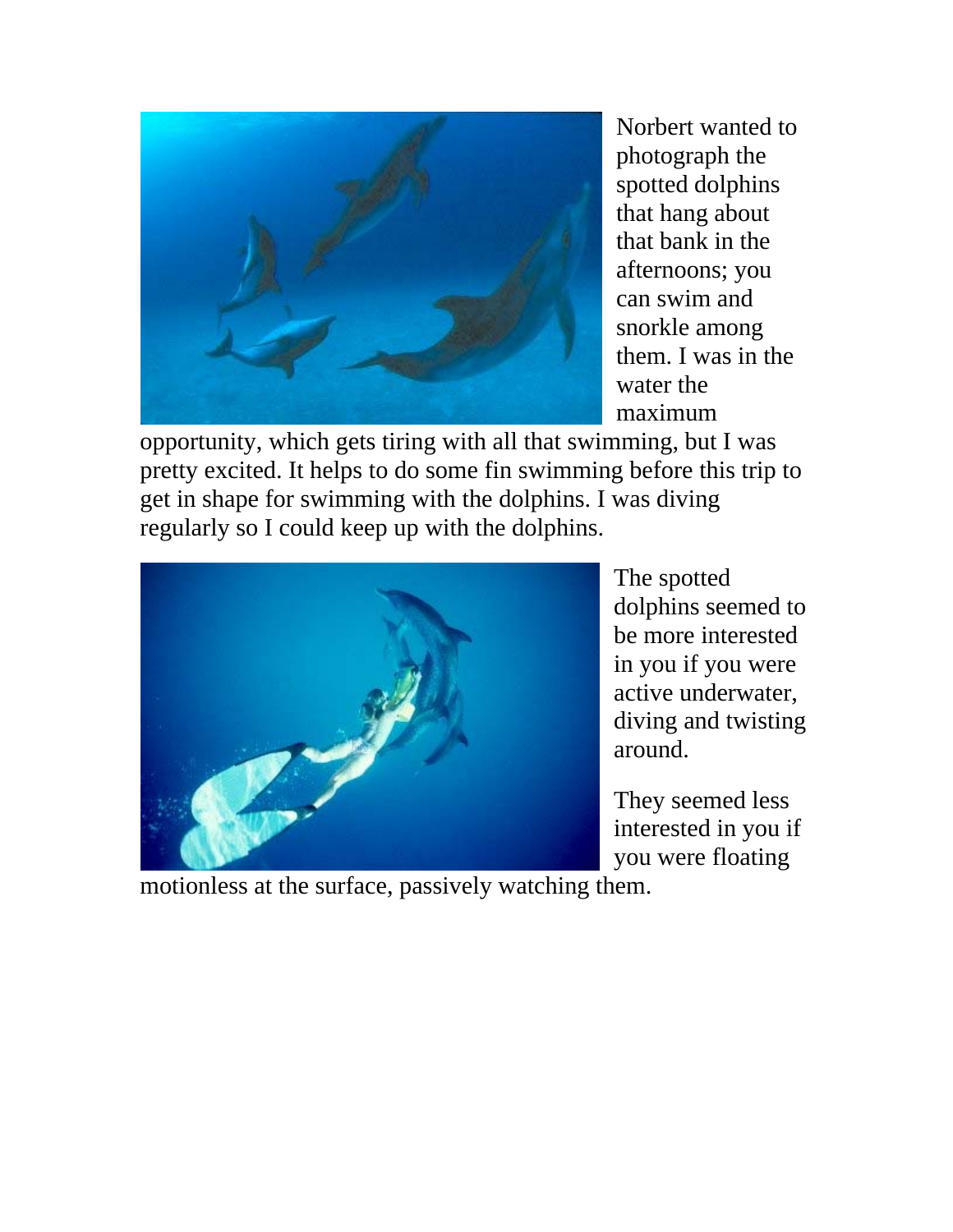Norbert wanted to photograph the spotted dolphins that hang about that bank in the afternoons; you can swim and snorkle among them. I was in the water the maximum opportunity, which gets tiring with all that swimming, but I was pretty excited. It helps to do some fin swimming before this trip to get in shape for swimming with the dolphins. I was diving regularly so I could keep up with the dolphins.

The spotted dolphins seemed to be more interested in you if you were active underwater, diving and twisting around.

They seemed less interested in you if you were floating motionless at the surface, passively watching them.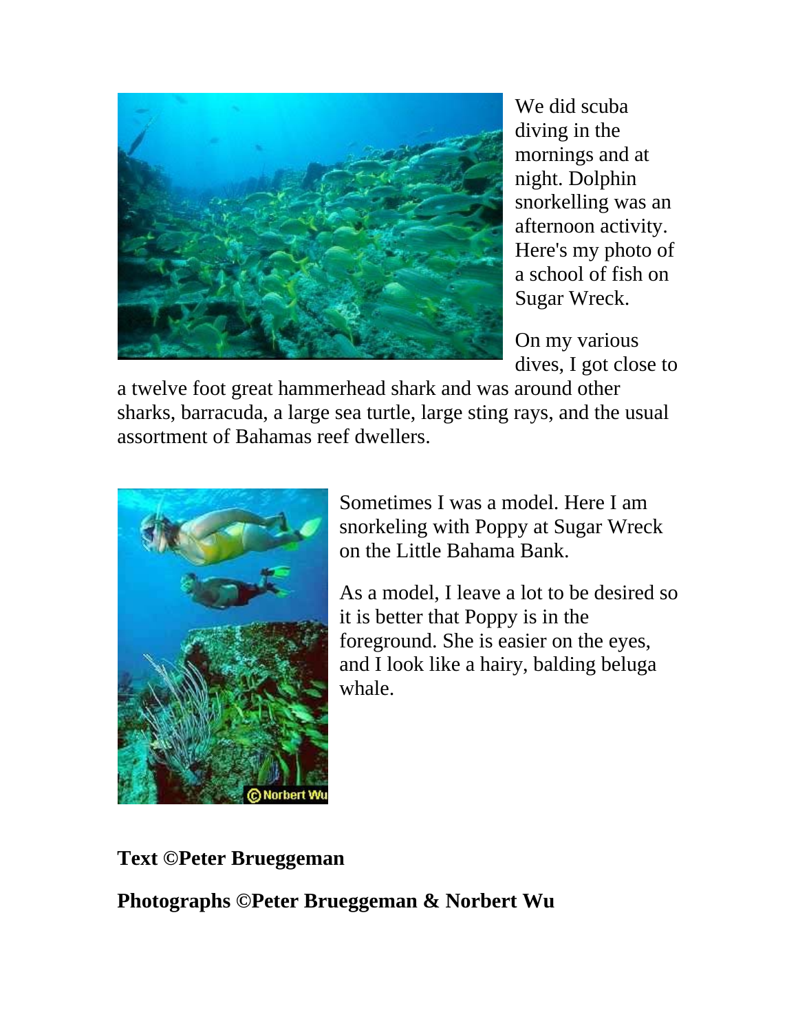We did scuba diving in the mornings and at night. Dolphin snorkelling was an afternoon activity. Here's my photo of a school of fish on Sugar Wreck.

On my various dives, I got close to a twelve foot great hammerhead shark and was around other sharks, barracuda, a large sea turtle, large sting rays, and the usual assortment of Bahamas reef dwellers.

Sometimes I was a model. Here I am snorkeling with Poppy at Sugar Wreck on the Little Bahama Bank.

As a model, I leave a lot to be desired so it is better that Poppy is in the foreground. She is easier on the eyes, and I look like a hairy, balding beluga whale.

**Text ©Peter Brueggeman**

**Photographs ©Peter Brueggeman & Norbert Wu**